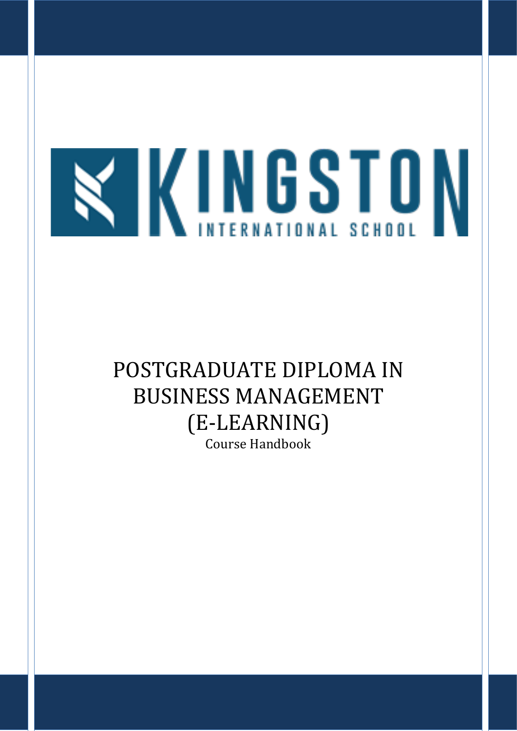KINGSTON INTERNATIONAL SCHOOL

# POSTGRADUATE DIPLOMA IN BUSINESS MANAGEMENT (E-LEARNING)

Course Handbook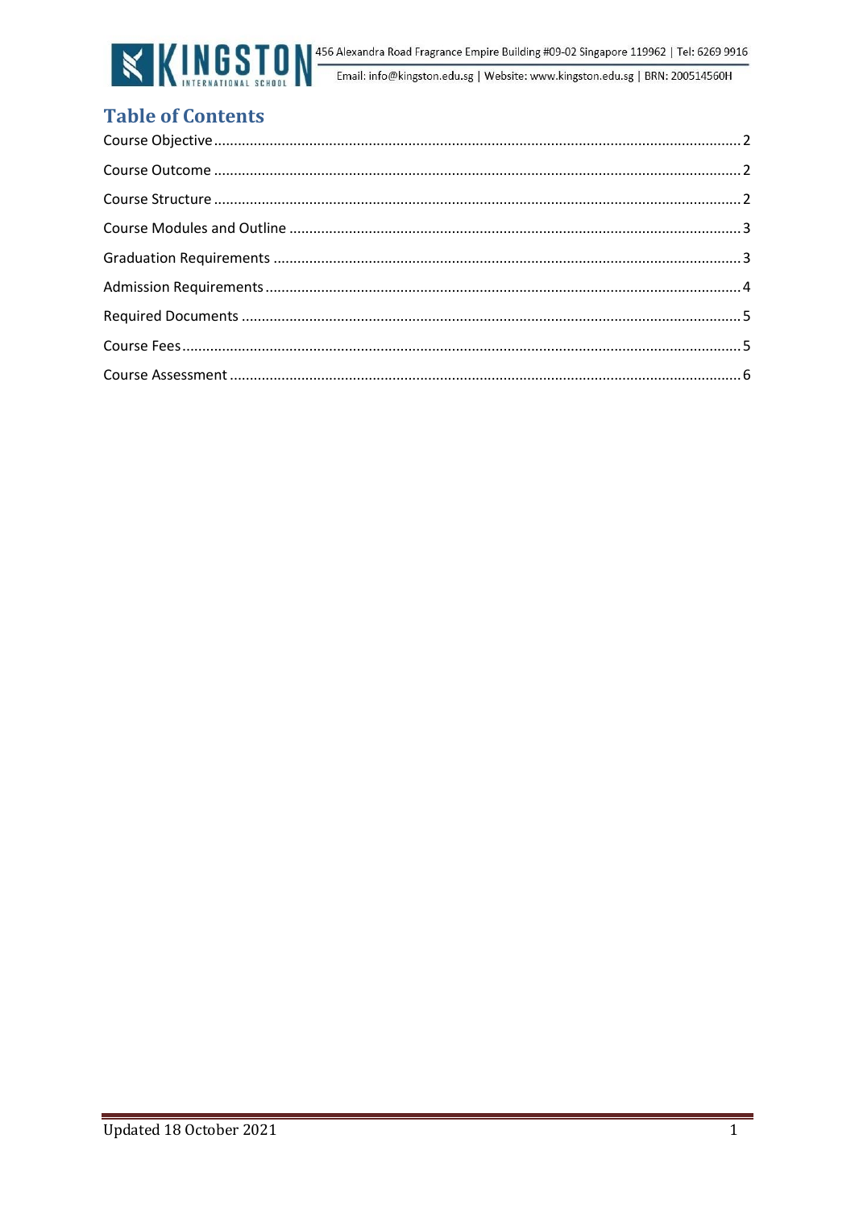# Table of Contents

Course Objective .......... 2

Course Outcome .......... 2

Course Structure .......... 2

Course Modules and Outline .......... 3

Graduation Requirements .......... 3

Admission Requirements .......... 4

Required Documents .......... 5

Course Fees .......... 5

Course Assessment .......... 6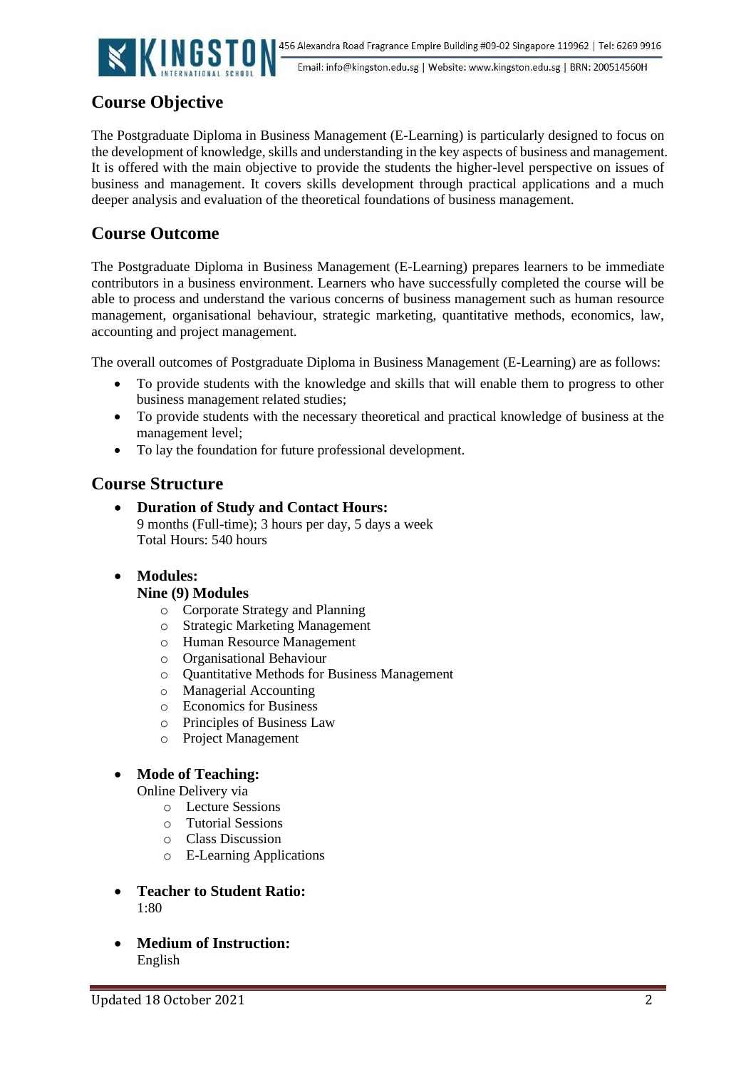## Course Objective

The Postgraduate Diploma in Business Management (E-Learning) is particularly designed to focus on the development of knowledge, skills and understanding in the key aspects of business and management. It is offered with the main objective to provide the students the higher-level perspective on issues of business and management. It covers skills development through practical applications and a much deeper analysis and evaluation of the theoretical foundations of business management.

## Course Outcome

The Postgraduate Diploma in Business Management (E-Learning) prepares learners to be immediate contributors in a business environment. Learners who have successfully completed the course will be able to process and understand the various concerns of business management such as human resource management, organisational behaviour, strategic marketing, quantitative methods, economics, law, accounting and project management.

The overall outcomes of Postgraduate Diploma in Business Management (E-Learning) are as follows:

- To provide students with the knowledge and skills that will enable them to progress to other business management related studies;
- To provide students with the necessary theoretical and practical knowledge of business at the management level;
- To lay the foundation for future professional development.

## Course Structure

- **Duration of Study and Contact Hours:**
  9 months (Full-time); 3 hours per day, 5 days a week
  Total Hours: 540 hours

- **Modules:**
  **Nine (9) Modules**
  - Corporate Strategy and Planning
  - Strategic Marketing Management
  - Human Resource Management
  - Organisational Behaviour
  - Quantitative Methods for Business Management
  - Managerial Accounting
  - Economics for Business
  - Principles of Business Law
  - Project Management

- **Mode of Teaching:**
  Online Delivery via
  - Lecture Sessions
  - Tutorial Sessions
  - Class Discussion
  - E-Learning Applications

- **Teacher to Student Ratio:**
  1:80

- **Medium of Instruction:**
  English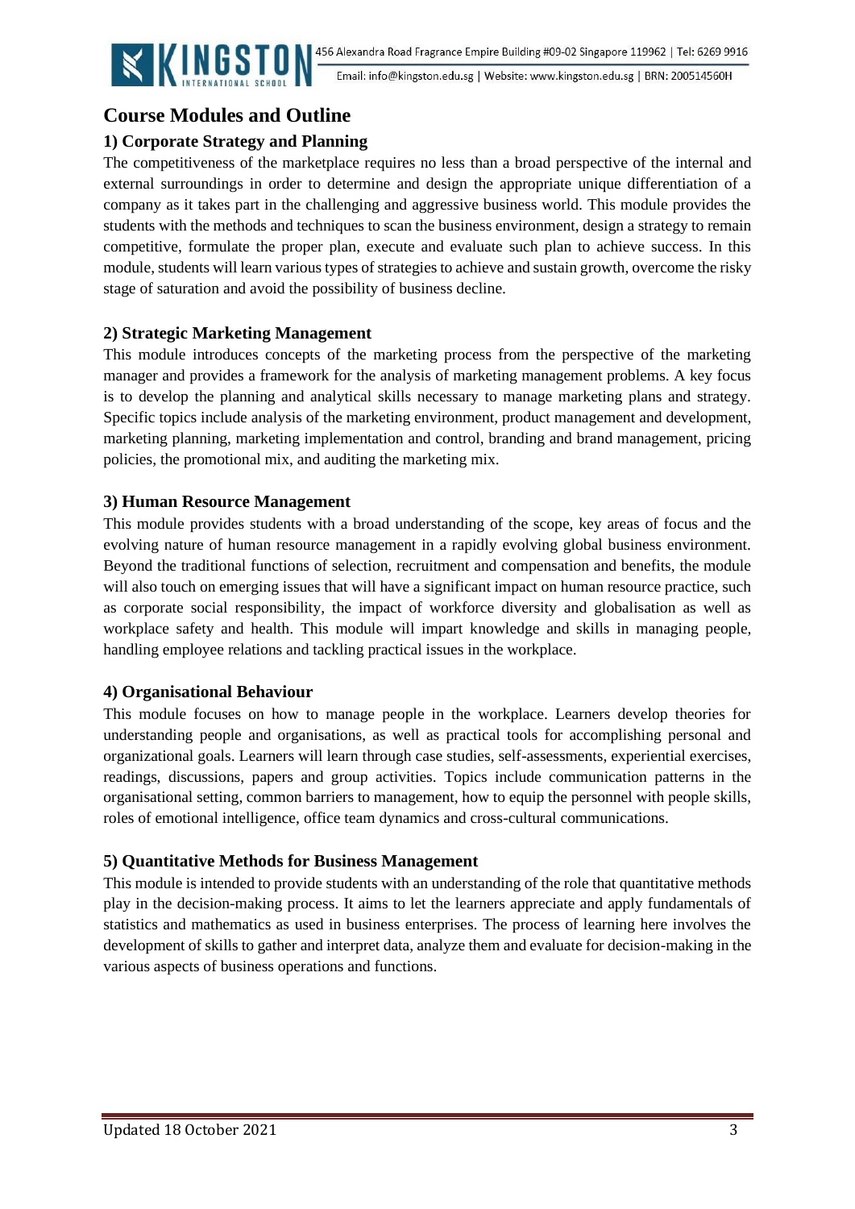## Course Modules and Outline

### 1) Corporate Strategy and Planning

The competitiveness of the marketplace requires no less than a broad perspective of the internal and external surroundings in order to determine and design the appropriate unique differentiation of a company as it takes part in the challenging and aggressive business world. This module provides the students with the methods and techniques to scan the business environment, design a strategy to remain competitive, formulate the proper plan, execute and evaluate such plan to achieve success. In this module, students will learn various types of strategies to achieve and sustain growth, overcome the risky stage of saturation and avoid the possibility of business decline.

### 2) Strategic Marketing Management

This module introduces concepts of the marketing process from the perspective of the marketing manager and provides a framework for the analysis of marketing management problems. A key focus is to develop the planning and analytical skills necessary to manage marketing plans and strategy. Specific topics include analysis of the marketing environment, product management and development, marketing planning, marketing implementation and control, branding and brand management, pricing policies, the promotional mix, and auditing the marketing mix.

### 3) Human Resource Management

This module provides students with a broad understanding of the scope, key areas of focus and the evolving nature of human resource management in a rapidly evolving global business environment. Beyond the traditional functions of selection, recruitment and compensation and benefits, the module will also touch on emerging issues that will have a significant impact on human resource practice, such as corporate social responsibility, the impact of workforce diversity and globalisation as well as workplace safety and health. This module will impart knowledge and skills in managing people, handling employee relations and tackling practical issues in the workplace.

### 4) Organisational Behaviour

This module focuses on how to manage people in the workplace. Learners develop theories for understanding people and organisations, as well as practical tools for accomplishing personal and organizational goals. Learners will learn through case studies, self-assessments, experiential exercises, readings, discussions, papers and group activities. Topics include communication patterns in the organisational setting, common barriers to management, how to equip the personnel with people skills, roles of emotional intelligence, office team dynamics and cross-cultural communications.

### 5) Quantitative Methods for Business Management

This module is intended to provide students with an understanding of the role that quantitative methods play in the decision-making process. It aims to let the learners appreciate and apply fundamentals of statistics and mathematics as used in business enterprises. The process of learning here involves the development of skills to gather and interpret data, analyze them and evaluate for decision-making in the various aspects of business operations and functions.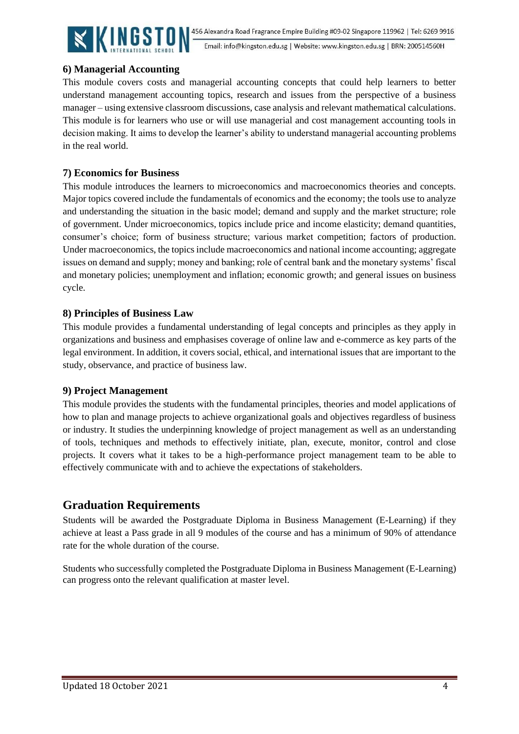### 6) Managerial Accounting

This module covers costs and managerial accounting concepts that could help learners to better understand management accounting topics, research and issues from the perspective of a business manager – using extensive classroom discussions, case analysis and relevant mathematical calculations. This module is for learners who use or will use managerial and cost management accounting tools in decision making. It aims to develop the learner's ability to understand managerial accounting problems in the real world.

### 7) Economics for Business

This module introduces the learners to microeconomics and macroeconomics theories and concepts. Major topics covered include the fundamentals of economics and the economy; the tools use to analyze and understanding the situation in the basic model; demand and supply and the market structure; role of government. Under microeconomics, topics include price and income elasticity; demand quantities, consumer's choice; form of business structure; various market competition; factors of production. Under macroeconomics, the topics include macroeconomics and national income accounting; aggregate issues on demand and supply; money and banking; role of central bank and the monetary systems' fiscal and monetary policies; unemployment and inflation; economic growth; and general issues on business cycle.

### 8) Principles of Business Law

This module provides a fundamental understanding of legal concepts and principles as they apply in organizations and business and emphasises coverage of online law and e-commerce as key parts of the legal environment. In addition, it covers social, ethical, and international issues that are important to the study, observance, and practice of business law.

### 9) Project Management

This module provides the students with the fundamental principles, theories and model applications of how to plan and manage projects to achieve organizational goals and objectives regardless of business or industry. It studies the underpinning knowledge of project management as well as an understanding of tools, techniques and methods to effectively initiate, plan, execute, monitor, control and close projects. It covers what it takes to be a high-performance project management team to be able to effectively communicate with and to achieve the expectations of stakeholders.

## Graduation Requirements

Students will be awarded the Postgraduate Diploma in Business Management (E-Learning) if they achieve at least a Pass grade in all 9 modules of the course and has a minimum of 90% of attendance rate for the whole duration of the course.

Students who successfully completed the Postgraduate Diploma in Business Management (E-Learning) can progress onto the relevant qualification at master level.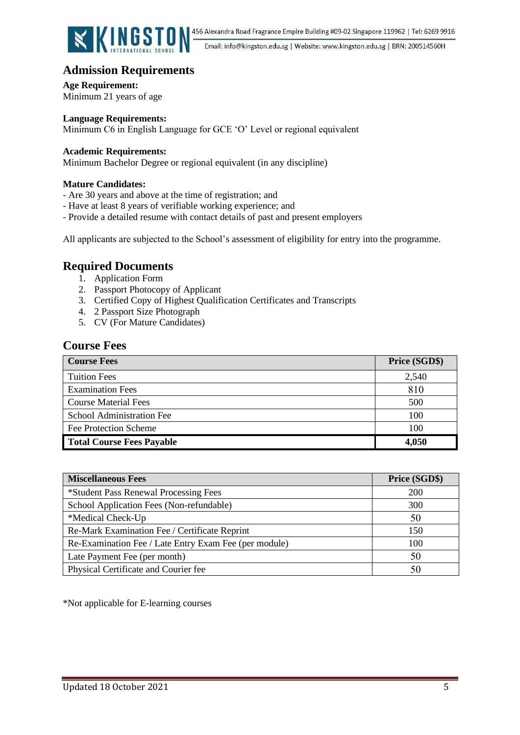## Admission Requirements

**Age Requirement:**
Minimum 21 years of age

**Language Requirements:**
Minimum C6 in English Language for GCE 'O' Level or regional equivalent

**Academic Requirements:**
Minimum Bachelor Degree or regional equivalent (in any discipline)

**Mature Candidates:**
- Are 30 years and above at the time of registration; and
- Have at least 8 years of verifiable working experience; and
- Provide a detailed resume with contact details of past and present employers

All applicants are subjected to the School's assessment of eligibility for entry into the programme.

## Required Documents

1. Application Form
2. Passport Photocopy of Applicant
3. Certified Copy of Highest Qualification Certificates and Transcripts
4. 2 Passport Size Photograph
5. CV (For Mature Candidates)

## Course Fees

| Course Fees | Price (SGD$) |
|---|---|
| Tuition Fees | 2,540 |
| Examination Fees | 810 |
| Course Material Fees | 500 |
| School Administration Fee | 100 |
| Fee Protection Scheme | 100 |
| **Total Course Fees Payable** | **4,050** |

| Miscellaneous Fees | Price (SGD$) |
|---|---|
| *Student Pass Renewal Processing Fees | 200 |
| School Application Fees (Non-refundable) | 300 |
| *Medical Check-Up | 50 |
| Re-Mark Examination Fee / Certificate Reprint | 150 |
| Re-Examination Fee / Late Entry Exam Fee (per module) | 100 |
| Late Payment Fee (per month) | 50 |
| Physical Certificate and Courier fee | 50 |

*Not applicable for E-learning courses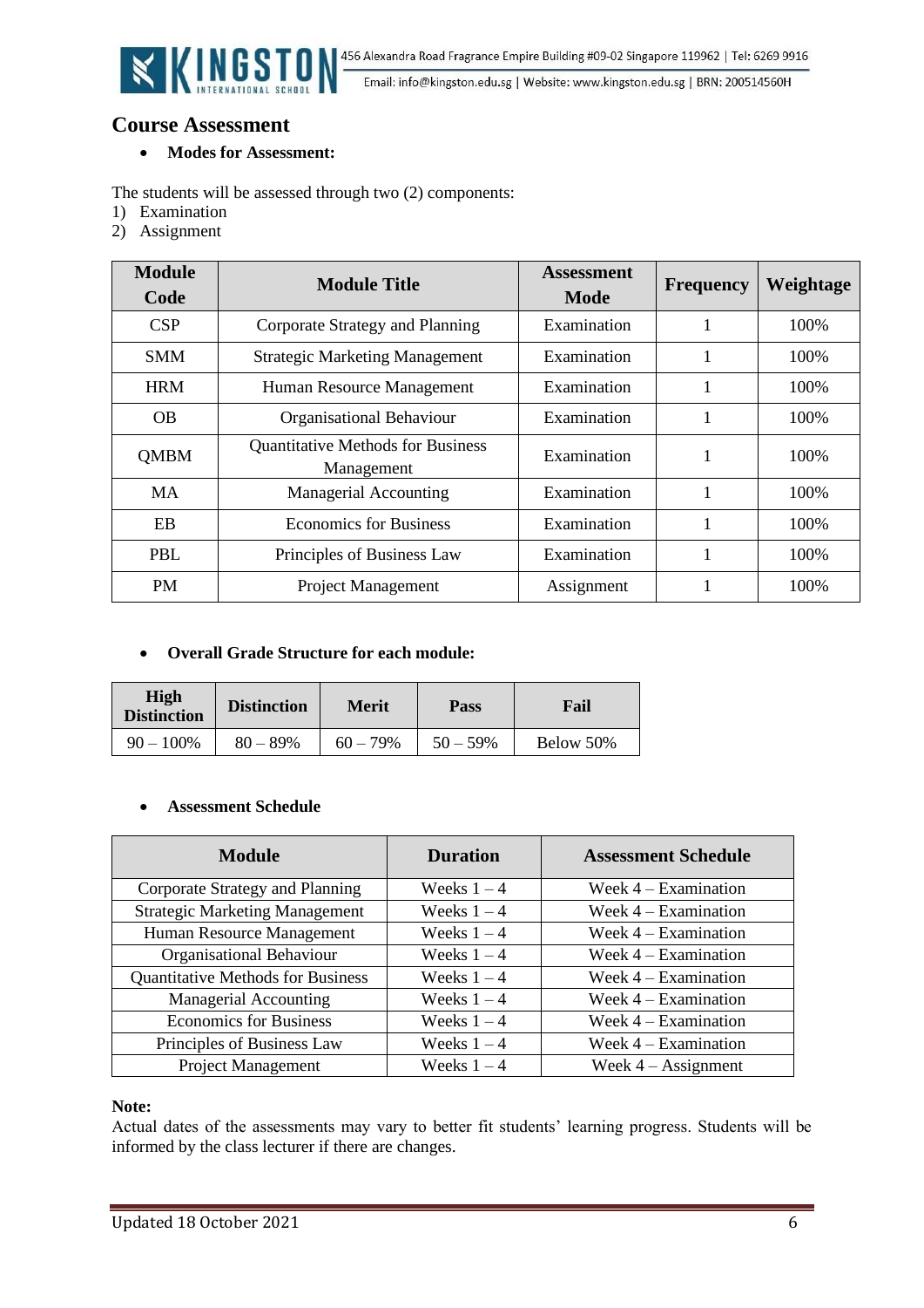## Course Assessment

- **Modes for Assessment:**

The students will be assessed through two (2) components:
1) Examination
2) Assignment

| Module Code | Module Title | Assessment Mode | Frequency | Weightage |
|---|---|---|---|---|
| CSP | Corporate Strategy and Planning | Examination | 1 | 100% |
| SMM | Strategic Marketing Management | Examination | 1 | 100% |
| HRM | Human Resource Management | Examination | 1 | 100% |
| OB | Organisational Behaviour | Examination | 1 | 100% |
| QMBM | Quantitative Methods for Business Management | Examination | 1 | 100% |
| MA | Managerial Accounting | Examination | 1 | 100% |
| EB | Economics for Business | Examination | 1 | 100% |
| PBL | Principles of Business Law | Examination | 1 | 100% |
| PM | Project Management | Assignment | 1 | 100% |

- **Overall Grade Structure for each module:**

| High Distinction | Distinction | Merit | Pass | Fail |
|---|---|---|---|---|
| 90 – 100% | 80 – 89% | 60 – 79% | 50 – 59% | Below 50% |

- **Assessment Schedule**

| Module | Duration | Assessment Schedule |
|---|---|---|
| Corporate Strategy and Planning | Weeks 1 – 4 | Week 4 – Examination |
| Strategic Marketing Management | Weeks 1 – 4 | Week 4 – Examination |
| Human Resource Management | Weeks 1 – 4 | Week 4 – Examination |
| Organisational Behaviour | Weeks 1 – 4 | Week 4 – Examination |
| Quantitative Methods for Business | Weeks 1 – 4 | Week 4 – Examination |
| Managerial Accounting | Weeks 1 – 4 | Week 4 – Examination |
| Economics for Business | Weeks 1 – 4 | Week 4 – Examination |
| Principles of Business Law | Weeks 1 – 4 | Week 4 – Examination |
| Project Management | Weeks 1 – 4 | Week 4 – Assignment |

**Note:**
Actual dates of the assessments may vary to better fit students' learning progress. Students will be informed by the class lecturer if there are changes.